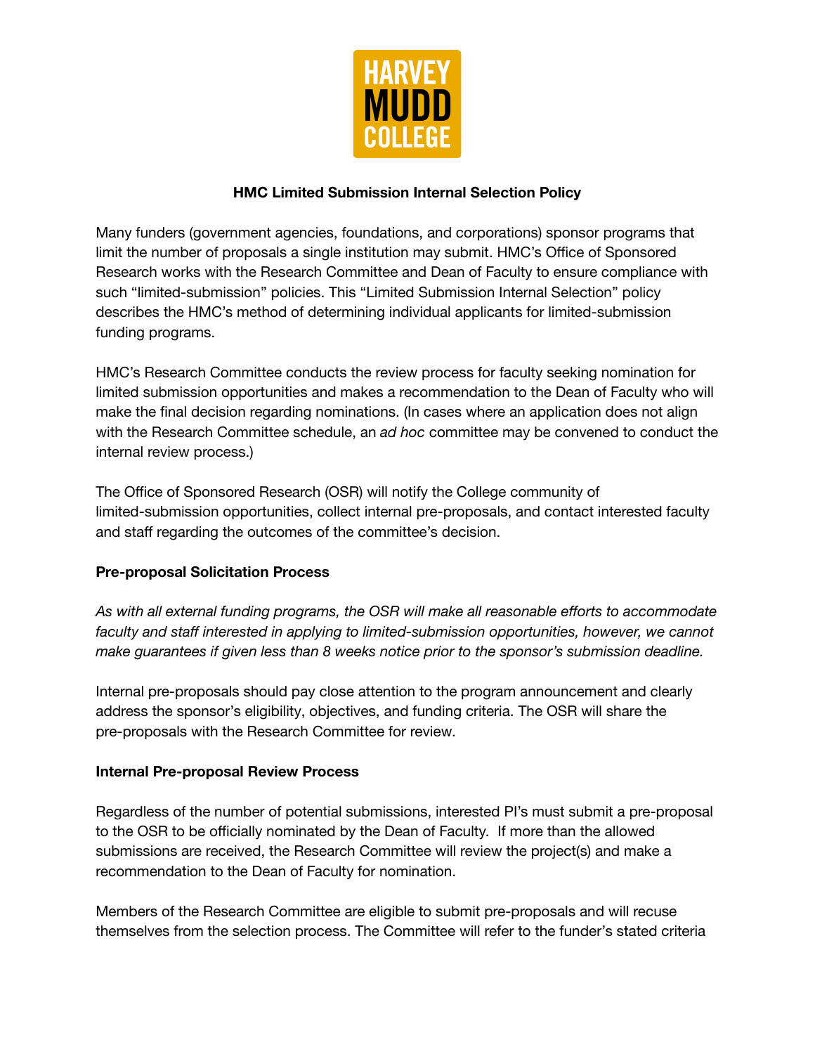HARVEY MUDD COLLEGE

**HMC Limited Submission Internal Selection Policy**

Many funders (government agencies, foundations, and corporations) sponsor programs that limit the number of proposals a single institution may submit. HMC's Office of Sponsored Research works with the Research Committee and Dean of Faculty to ensure compliance with such "limited-submission" policies. This "Limited Submission Internal Selection" policy describes the HMC's method of determining individual applicants for limited-submission funding programs.

HMC's Research Committee conducts the review process for faculty seeking nomination for limited submission opportunities and makes a recommendation to the Dean of Faculty who will make the final decision regarding nominations. (In cases where an application does not align with the Research Committee schedule, an *ad hoc* committee may be convened to conduct the internal review process.)

The Office of Sponsored Research (OSR) will notify the College community of limited-submission opportunities, collect internal pre-proposals, and contact interested faculty and staff regarding the outcomes of the committee's decision.

**Pre-proposal Solicitation Process**

*As with all external funding programs, the OSR will make all reasonable efforts to accommodate faculty and staff interested in applying to limited-submission opportunities, however, we cannot make guarantees if given less than 8 weeks notice prior to the sponsor's submission deadline.*

Internal pre-proposals should pay close attention to the program announcement and clearly address the sponsor's eligibility, objectives, and funding criteria. The OSR will share the pre-proposals with the Research Committee for review.

**Internal Pre-proposal Review Process**

Regardless of the number of potential submissions, interested PI's must submit a pre-proposal to the OSR to be officially nominated by the Dean of Faculty. If more than the allowed submissions are received, the Research Committee will review the project(s) and make a recommendation to the Dean of Faculty for nomination.

Members of the Research Committee are eligible to submit pre-proposals and will recuse themselves from the selection process. The Committee will refer to the funder's stated criteria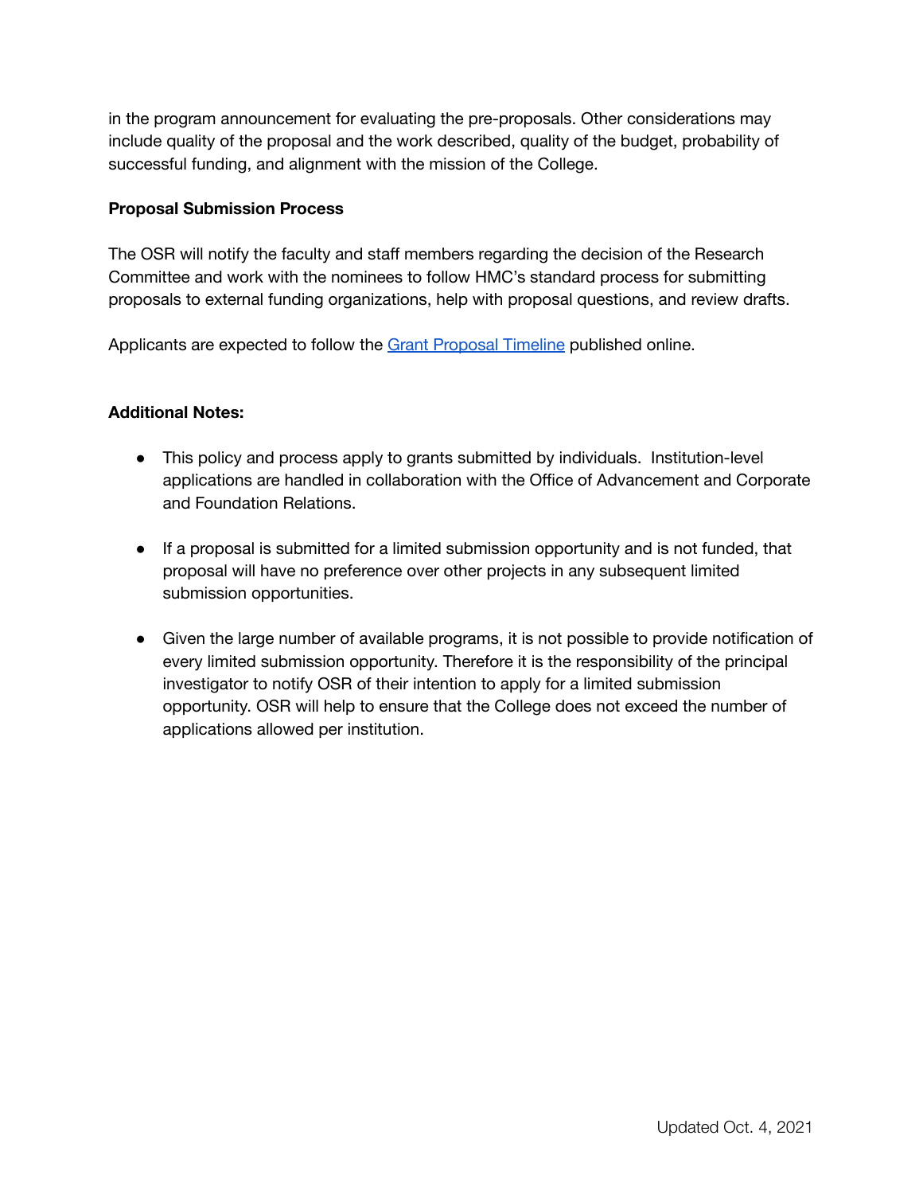in the program announcement for evaluating the pre-proposals. Other considerations may include quality of the proposal and the work described, quality of the budget, probability of successful funding, and alignment with the mission of the College.

**Proposal Submission Process**

The OSR will notify the faculty and staff members regarding the decision of the Research Committee and work with the nominees to follow HMC's standard process for submitting proposals to external funding organizations, help with proposal questions, and review drafts.

Applicants are expected to follow the Grant Proposal Timeline published online.

**Additional Notes:**

- This policy and process apply to grants submitted by individuals. Institution-level applications are handled in collaboration with the Office of Advancement and Corporate and Foundation Relations.

- If a proposal is submitted for a limited submission opportunity and is not funded, that proposal will have no preference over other projects in any subsequent limited submission opportunities.

- Given the large number of available programs, it is not possible to provide notification of every limited submission opportunity. Therefore it is the responsibility of the principal investigator to notify OSR of their intention to apply for a limited submission opportunity. OSR will help to ensure that the College does not exceed the number of applications allowed per institution.

Updated Oct. 4, 2021